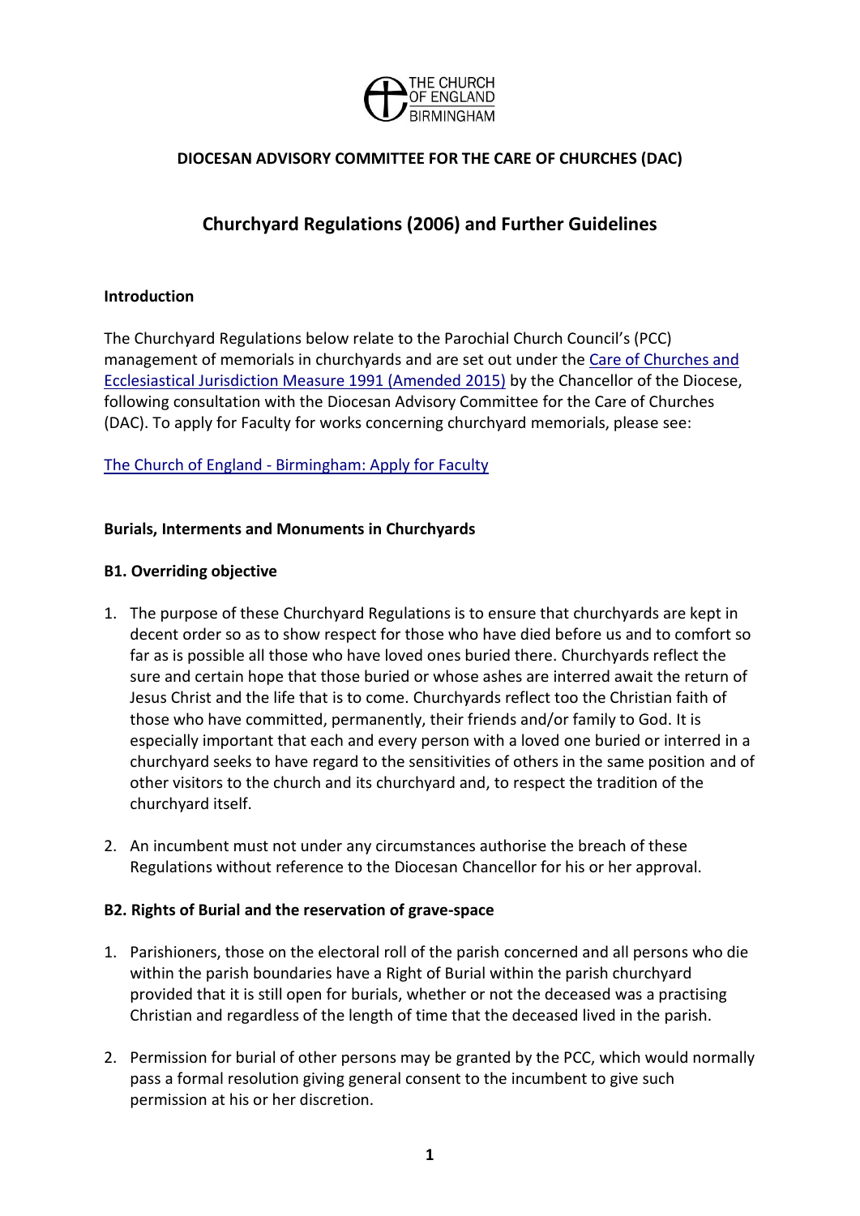THE CHURCH OF ENGLAND BIRMINGHAM

**DIOCESAN ADVISORY COMMITTEE FOR THE CARE OF CHURCHES (DAC)**

# Churchyard Regulations (2006) and Further Guidelines

**Introduction**

The Churchyard Regulations below relate to the Parochial Church Council's (PCC) management of memorials in churchyards and are set out under the [Care of Churches and Ecclesiastical Jurisdiction Measure 1991 (Amended 2015)]() by the Chancellor of the Diocese, following consultation with the Diocesan Advisory Committee for the Care of Churches (DAC). To apply for Faculty for works concerning churchyard memorials, please see:

[The Church of England - Birmingham: Apply for Faculty]()

**Burials, Interments and Monuments in Churchyards**

**B1. Overriding objective**

1. The purpose of these Churchyard Regulations is to ensure that churchyards are kept in decent order so as to show respect for those who have died before us and to comfort so far as is possible all those who have loved ones buried there. Churchyards reflect the sure and certain hope that those buried or whose ashes are interred await the return of Jesus Christ and the life that is to come. Churchyards reflect too the Christian faith of those who have committed, permanently, their friends and/or family to God. It is especially important that each and every person with a loved one buried or interred in a churchyard seeks to have regard to the sensitivities of others in the same position and of other visitors to the church and its churchyard and, to respect the tradition of the churchyard itself.

2. An incumbent must not under any circumstances authorise the breach of these Regulations without reference to the Diocesan Chancellor for his or her approval.

**B2. Rights of Burial and the reservation of grave-space**

1. Parishioners, those on the electoral roll of the parish concerned and all persons who die within the parish boundaries have a Right of Burial within the parish churchyard provided that it is still open for burials, whether or not the deceased was a practising Christian and regardless of the length of time that the deceased lived in the parish.

2. Permission for burial of other persons may be granted by the PCC, which would normally pass a formal resolution giving general consent to the incumbent to give such permission at his or her discretion.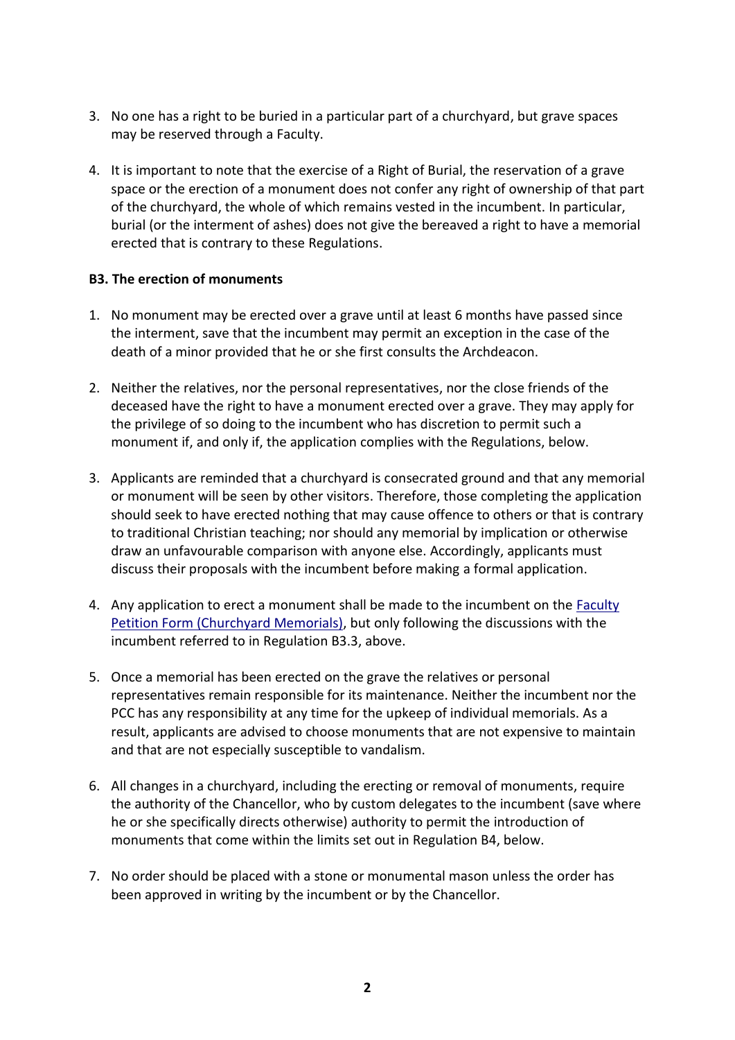3. No one has a right to be buried in a particular part of a churchyard, but grave spaces may be reserved through a Faculty.

4. It is important to note that the exercise of a Right of Burial, the reservation of a grave space or the erection of a monument does not confer any right of ownership of that part of the churchyard, the whole of which remains vested in the incumbent. In particular, burial (or the interment of ashes) does not give the bereaved a right to have a memorial erected that is contrary to these Regulations.

**B3. The erection of monuments**

1. No monument may be erected over a grave until at least 6 months have passed since the interment, save that the incumbent may permit an exception in the case of the death of a minor provided that he or she first consults the Archdeacon.

2. Neither the relatives, nor the personal representatives, nor the close friends of the deceased have the right to have a monument erected over a grave. They may apply for the privilege of so doing to the incumbent who has discretion to permit such a monument if, and only if, the application complies with the Regulations, below.

3. Applicants are reminded that a churchyard is consecrated ground and that any memorial or monument will be seen by other visitors. Therefore, those completing the application should seek to have erected nothing that may cause offence to others or that is contrary to traditional Christian teaching; nor should any memorial by implication or otherwise draw an unfavourable comparison with anyone else. Accordingly, applicants must discuss their proposals with the incumbent before making a formal application.

4. Any application to erect a monument shall be made to the incumbent on the Faculty Petition Form (Churchyard Memorials), but only following the discussions with the incumbent referred to in Regulation B3.3, above.

5. Once a memorial has been erected on the grave the relatives or personal representatives remain responsible for its maintenance. Neither the incumbent nor the PCC has any responsibility at any time for the upkeep of individual memorials. As a result, applicants are advised to choose monuments that are not expensive to maintain and that are not especially susceptible to vandalism.

6. All changes in a churchyard, including the erecting or removal of monuments, require the authority of the Chancellor, who by custom delegates to the incumbent (save where he or she specifically directs otherwise) authority to permit the introduction of monuments that come within the limits set out in Regulation B4, below.

7. No order should be placed with a stone or monumental mason unless the order has been approved in writing by the incumbent or by the Chancellor.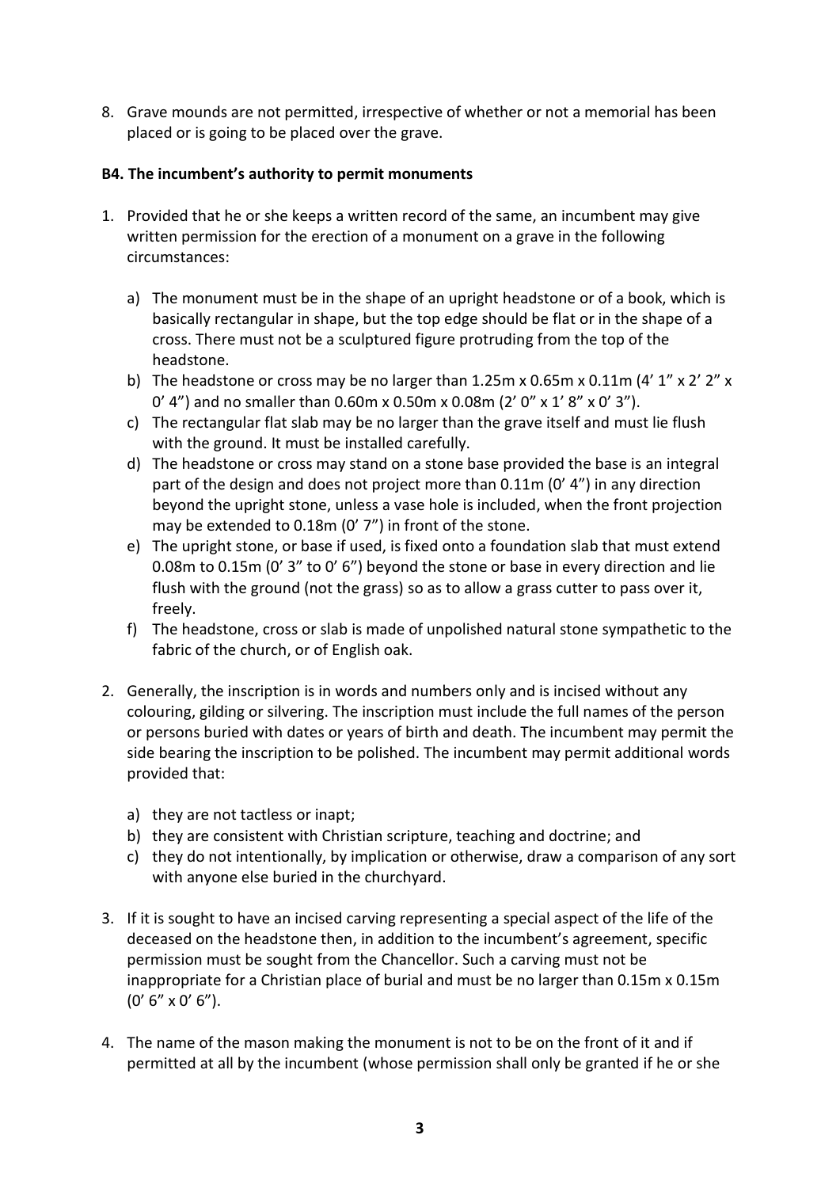8. Grave mounds are not permitted, irrespective of whether or not a memorial has been placed or is going to be placed over the grave.

**B4. The incumbent's authority to permit monuments**

1. Provided that he or she keeps a written record of the same, an incumbent may give written permission for the erection of a monument on a grave in the following circumstances:

   a) The monument must be in the shape of an upright headstone or of a book, which is basically rectangular in shape, but the top edge should be flat or in the shape of a cross. There must not be a sculptured figure protruding from the top of the headstone.
   b) The headstone or cross may be no larger than 1.25m x 0.65m x 0.11m (4' 1" x 2' 2" x 0' 4") and no smaller than 0.60m x 0.50m x 0.08m (2' 0" x 1' 8" x 0' 3").
   c) The rectangular flat slab may be no larger than the grave itself and must lie flush with the ground. It must be installed carefully.
   d) The headstone or cross may stand on a stone base provided the base is an integral part of the design and does not project more than 0.11m (0' 4") in any direction beyond the upright stone, unless a vase hole is included, when the front projection may be extended to 0.18m (0' 7") in front of the stone.
   e) The upright stone, or base if used, is fixed onto a foundation slab that must extend 0.08m to 0.15m (0' 3" to 0' 6") beyond the stone or base in every direction and lie flush with the ground (not the grass) so as to allow a grass cutter to pass over it, freely.
   f) The headstone, cross or slab is made of unpolished natural stone sympathetic to the fabric of the church, or of English oak.

2. Generally, the inscription is in words and numbers only and is incised without any colouring, gilding or silvering. The inscription must include the full names of the person or persons buried with dates or years of birth and death. The incumbent may permit the side bearing the inscription to be polished. The incumbent may permit additional words provided that:

   a) they are not tactless or inapt;
   b) they are consistent with Christian scripture, teaching and doctrine; and
   c) they do not intentionally, by implication or otherwise, draw a comparison of any sort with anyone else buried in the churchyard.

3. If it is sought to have an incised carving representing a special aspect of the life of the deceased on the headstone then, in addition to the incumbent's agreement, specific permission must be sought from the Chancellor. Such a carving must not be inappropriate for a Christian place of burial and must be no larger than 0.15m x 0.15m (0' 6" x 0' 6").

4. The name of the mason making the monument is not to be on the front of it and if permitted at all by the incumbent (whose permission shall only be granted if he or she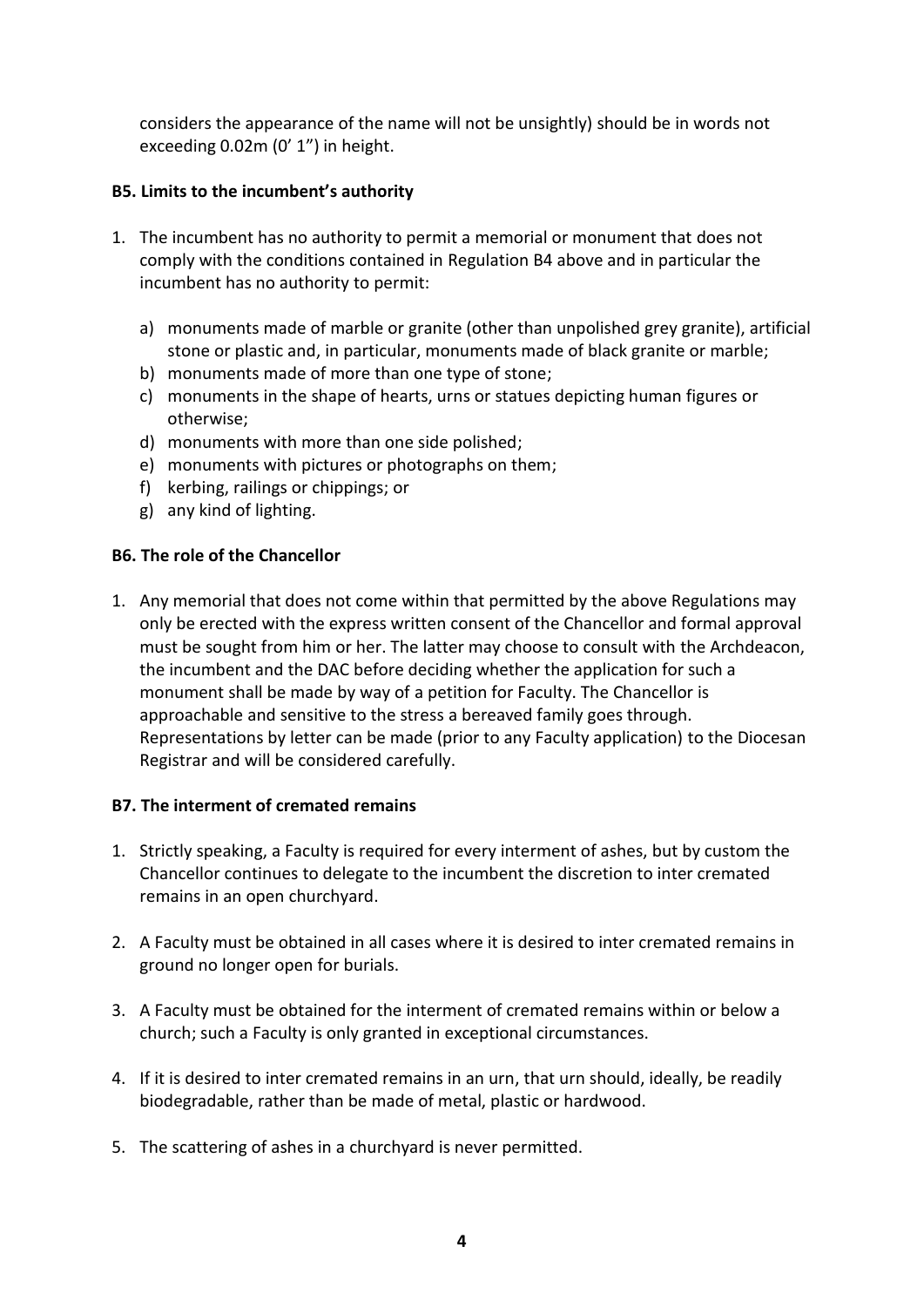considers the appearance of the name will not be unsightly) should be in words not exceeding 0.02m (0' 1") in height.

### B5. Limits to the incumbent's authority

1. The incumbent has no authority to permit a memorial or monument that does not comply with the conditions contained in Regulation B4 above and in particular the incumbent has no authority to permit:

   a) monuments made of marble or granite (other than unpolished grey granite), artificial stone or plastic and, in particular, monuments made of black granite or marble;
   b) monuments made of more than one type of stone;
   c) monuments in the shape of hearts, urns or statues depicting human figures or otherwise;
   d) monuments with more than one side polished;
   e) monuments with pictures or photographs on them;
   f) kerbing, railings or chippings; or
   g) any kind of lighting.

### B6. The role of the Chancellor

1. Any memorial that does not come within that permitted by the above Regulations may only be erected with the express written consent of the Chancellor and formal approval must be sought from him or her. The latter may choose to consult with the Archdeacon, the incumbent and the DAC before deciding whether the application for such a monument shall be made by way of a petition for Faculty. The Chancellor is approachable and sensitive to the stress a bereaved family goes through. Representations by letter can be made (prior to any Faculty application) to the Diocesan Registrar and will be considered carefully.

### B7. The interment of cremated remains

1. Strictly speaking, a Faculty is required for every interment of ashes, but by custom the Chancellor continues to delegate to the incumbent the discretion to inter cremated remains in an open churchyard.

2. A Faculty must be obtained in all cases where it is desired to inter cremated remains in ground no longer open for burials.

3. A Faculty must be obtained for the interment of cremated remains within or below a church; such a Faculty is only granted in exceptional circumstances.

4. If it is desired to inter cremated remains in an urn, that urn should, ideally, be readily biodegradable, rather than be made of metal, plastic or hardwood.

5. The scattering of ashes in a churchyard is never permitted.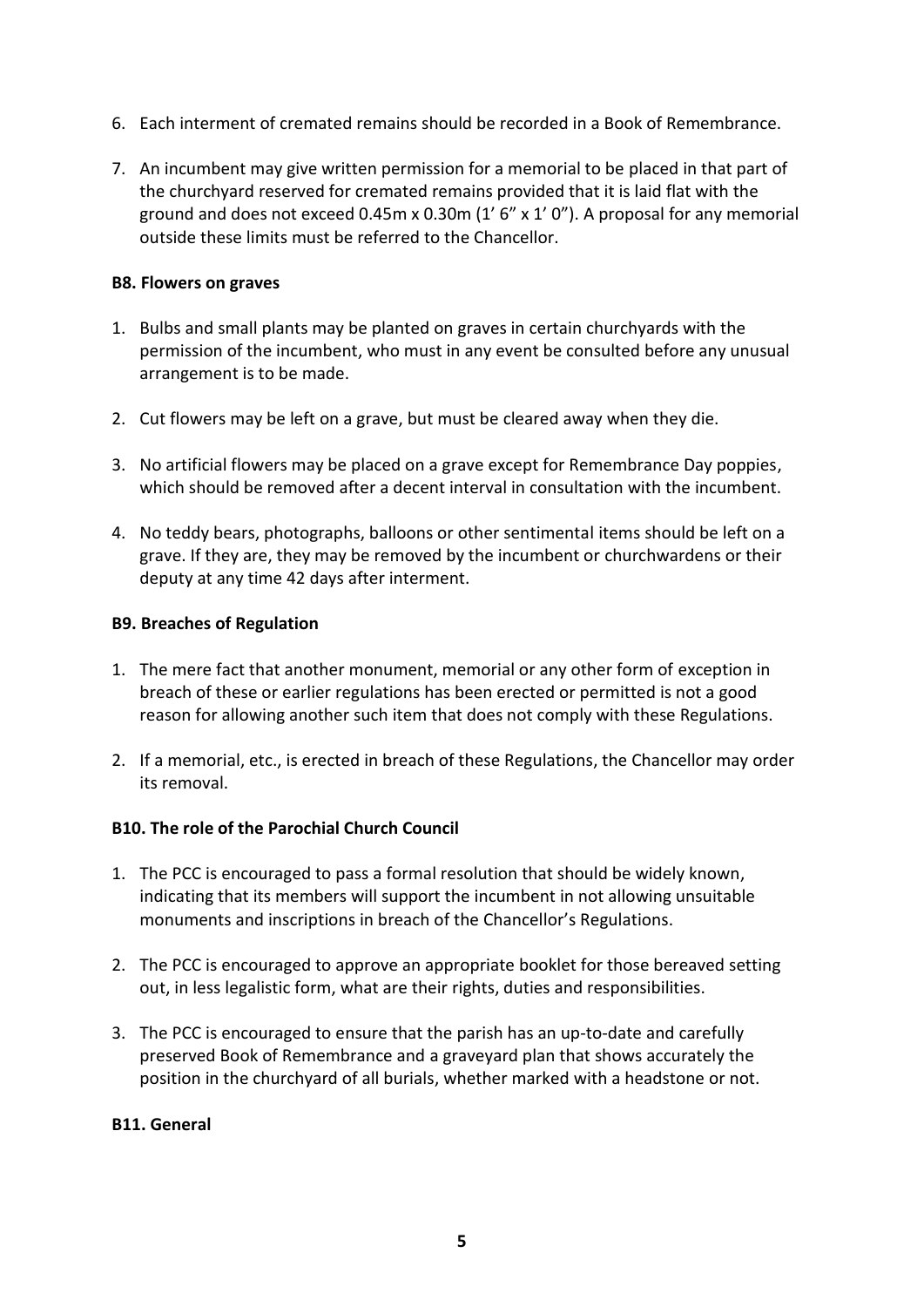6. Each interment of cremated remains should be recorded in a Book of Remembrance.

7. An incumbent may give written permission for a memorial to be placed in that part of the churchyard reserved for cremated remains provided that it is laid flat with the ground and does not exceed 0.45m x 0.30m (1' 6" x 1' 0"). A proposal for any memorial outside these limits must be referred to the Chancellor.

**B8. Flowers on graves**

1. Bulbs and small plants may be planted on graves in certain churchyards with the permission of the incumbent, who must in any event be consulted before any unusual arrangement is to be made.

2. Cut flowers may be left on a grave, but must be cleared away when they die.

3. No artificial flowers may be placed on a grave except for Remembrance Day poppies, which should be removed after a decent interval in consultation with the incumbent.

4. No teddy bears, photographs, balloons or other sentimental items should be left on a grave. If they are, they may be removed by the incumbent or churchwardens or their deputy at any time 42 days after interment.

**B9. Breaches of Regulation**

1. The mere fact that another monument, memorial or any other form of exception in breach of these or earlier regulations has been erected or permitted is not a good reason for allowing another such item that does not comply with these Regulations.

2. If a memorial, etc., is erected in breach of these Regulations, the Chancellor may order its removal.

**B10. The role of the Parochial Church Council**

1. The PCC is encouraged to pass a formal resolution that should be widely known, indicating that its members will support the incumbent in not allowing unsuitable monuments and inscriptions in breach of the Chancellor's Regulations.

2. The PCC is encouraged to approve an appropriate booklet for those bereaved setting out, in less legalistic form, what are their rights, duties and responsibilities.

3. The PCC is encouraged to ensure that the parish has an up-to-date and carefully preserved Book of Remembrance and a graveyard plan that shows accurately the position in the churchyard of all burials, whether marked with a headstone or not.

**B11. General**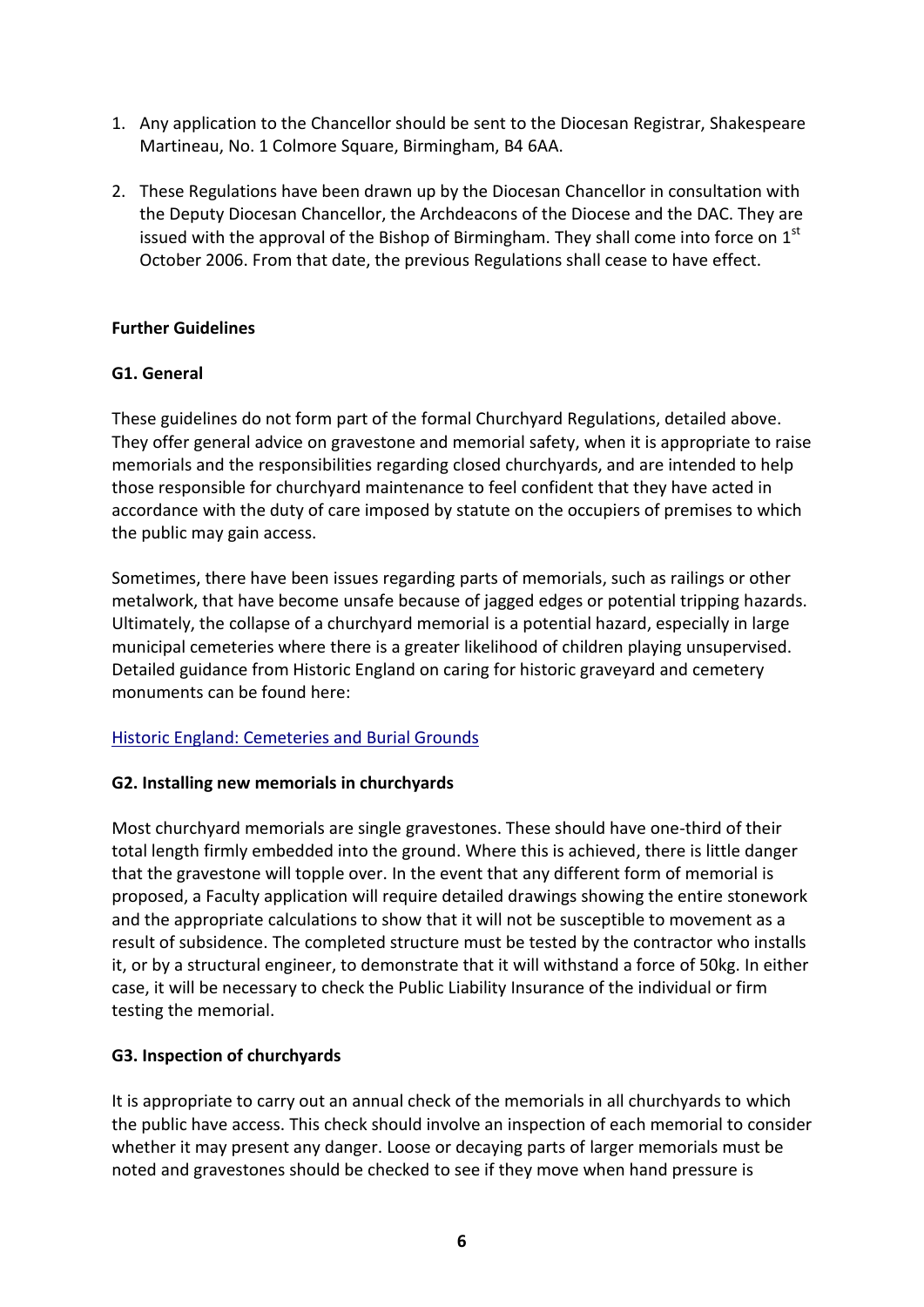1. Any application to the Chancellor should be sent to the Diocesan Registrar, Shakespeare Martineau, No. 1 Colmore Square, Birmingham, B4 6AA.

2. These Regulations have been drawn up by the Diocesan Chancellor in consultation with the Deputy Diocesan Chancellor, the Archdeacons of the Diocese and the DAC. They are issued with the approval of the Bishop of Birmingham. They shall come into force on 1st October 2006. From that date, the previous Regulations shall cease to have effect.

**Further Guidelines**

**G1. General**

These guidelines do not form part of the formal Churchyard Regulations, detailed above. They offer general advice on gravestone and memorial safety, when it is appropriate to raise memorials and the responsibilities regarding closed churchyards, and are intended to help those responsible for churchyard maintenance to feel confident that they have acted in accordance with the duty of care imposed by statute on the occupiers of premises to which the public may gain access.

Sometimes, there have been issues regarding parts of memorials, such as railings or other metalwork, that have become unsafe because of jagged edges or potential tripping hazards. Ultimately, the collapse of a churchyard memorial is a potential hazard, especially in large municipal cemeteries where there is a greater likelihood of children playing unsupervised. Detailed guidance from Historic England on caring for historic graveyard and cemetery monuments can be found here:

[Historic England: Cemeteries and Burial Grounds]

**G2. Installing new memorials in churchyards**

Most churchyard memorials are single gravestones. These should have one-third of their total length firmly embedded into the ground. Where this is achieved, there is little danger that the gravestone will topple over. In the event that any different form of memorial is proposed, a Faculty application will require detailed drawings showing the entire stonework and the appropriate calculations to show that it will not be susceptible to movement as a result of subsidence. The completed structure must be tested by the contractor who installs it, or by a structural engineer, to demonstrate that it will withstand a force of 50kg. In either case, it will be necessary to check the Public Liability Insurance of the individual or firm testing the memorial.

**G3. Inspection of churchyards**

It is appropriate to carry out an annual check of the memorials in all churchyards to which the public have access. This check should involve an inspection of each memorial to consider whether it may present any danger. Loose or decaying parts of larger memorials must be noted and gravestones should be checked to see if they move when hand pressure is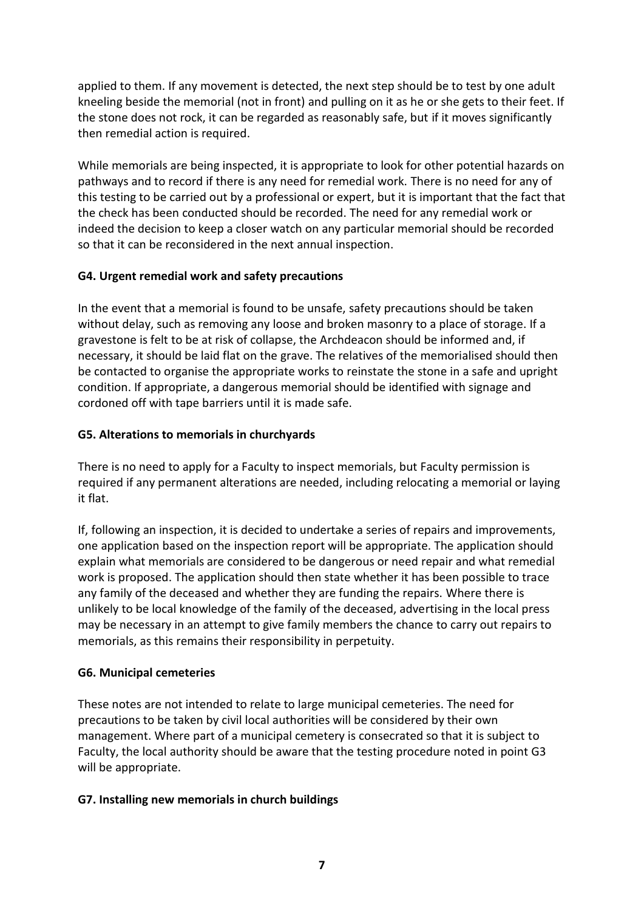applied to them. If any movement is detected, the next step should be to test by one adult kneeling beside the memorial (not in front) and pulling on it as he or she gets to their feet. If the stone does not rock, it can be regarded as reasonably safe, but if it moves significantly then remedial action is required.

While memorials are being inspected, it is appropriate to look for other potential hazards on pathways and to record if there is any need for remedial work. There is no need for any of this testing to be carried out by a professional or expert, but it is important that the fact that the check has been conducted should be recorded. The need for any remedial work or indeed the decision to keep a closer watch on any particular memorial should be recorded so that it can be reconsidered in the next annual inspection.

**G4. Urgent remedial work and safety precautions**

In the event that a memorial is found to be unsafe, safety precautions should be taken without delay, such as removing any loose and broken masonry to a place of storage. If a gravestone is felt to be at risk of collapse, the Archdeacon should be informed and, if necessary, it should be laid flat on the grave. The relatives of the memorialised should then be contacted to organise the appropriate works to reinstate the stone in a safe and upright condition. If appropriate, a dangerous memorial should be identified with signage and cordoned off with tape barriers until it is made safe.

**G5. Alterations to memorials in churchyards**

There is no need to apply for a Faculty to inspect memorials, but Faculty permission is required if any permanent alterations are needed, including relocating a memorial or laying it flat.

If, following an inspection, it is decided to undertake a series of repairs and improvements, one application based on the inspection report will be appropriate. The application should explain what memorials are considered to be dangerous or need repair and what remedial work is proposed. The application should then state whether it has been possible to trace any family of the deceased and whether they are funding the repairs. Where there is unlikely to be local knowledge of the family of the deceased, advertising in the local press may be necessary in an attempt to give family members the chance to carry out repairs to memorials, as this remains their responsibility in perpetuity.

**G6. Municipal cemeteries**

These notes are not intended to relate to large municipal cemeteries. The need for precautions to be taken by civil local authorities will be considered by their own management. Where part of a municipal cemetery is consecrated so that it is subject to Faculty, the local authority should be aware that the testing procedure noted in point G3 will be appropriate.

**G7. Installing new memorials in church buildings**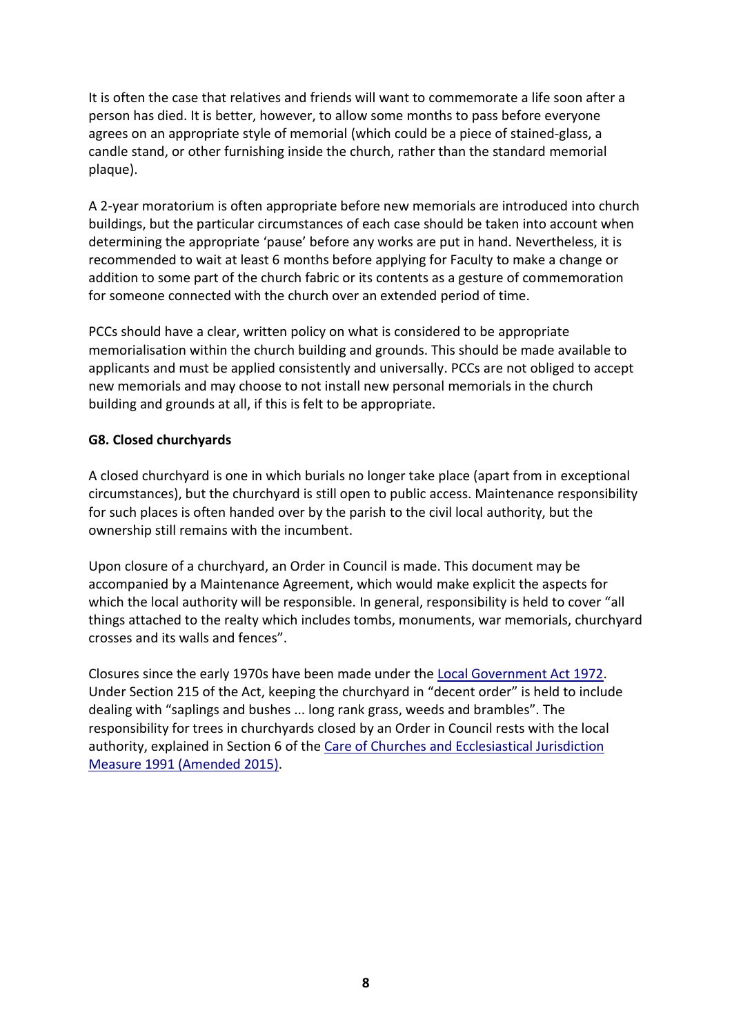It is often the case that relatives and friends will want to commemorate a life soon after a person has died. It is better, however, to allow some months to pass before everyone agrees on an appropriate style of memorial (which could be a piece of stained-glass, a candle stand, or other furnishing inside the church, rather than the standard memorial plaque).

A 2-year moratorium is often appropriate before new memorials are introduced into church buildings, but the particular circumstances of each case should be taken into account when determining the appropriate 'pause' before any works are put in hand. Nevertheless, it is recommended to wait at least 6 months before applying for Faculty to make a change or addition to some part of the church fabric or its contents as a gesture of commemoration for someone connected with the church over an extended period of time.

PCCs should have a clear, written policy on what is considered to be appropriate memorialisation within the church building and grounds. This should be made available to applicants and must be applied consistently and universally. PCCs are not obliged to accept new memorials and may choose to not install new personal memorials in the church building and grounds at all, if this is felt to be appropriate.

**G8. Closed churchyards**

A closed churchyard is one in which burials no longer take place (apart from in exceptional circumstances), but the churchyard is still open to public access. Maintenance responsibility for such places is often handed over by the parish to the civil local authority, but the ownership still remains with the incumbent.

Upon closure of a churchyard, an Order in Council is made. This document may be accompanied by a Maintenance Agreement, which would make explicit the aspects for which the local authority will be responsible. In general, responsibility is held to cover "all things attached to the realty which includes tombs, monuments, war memorials, churchyard crosses and its walls and fences".

Closures since the early 1970s have been made under the Local Government Act 1972. Under Section 215 of the Act, keeping the churchyard in "decent order" is held to include dealing with "saplings and bushes ... long rank grass, weeds and brambles". The responsibility for trees in churchyards closed by an Order in Council rests with the local authority, explained in Section 6 of the Care of Churches and Ecclesiastical Jurisdiction Measure 1991 (Amended 2015).